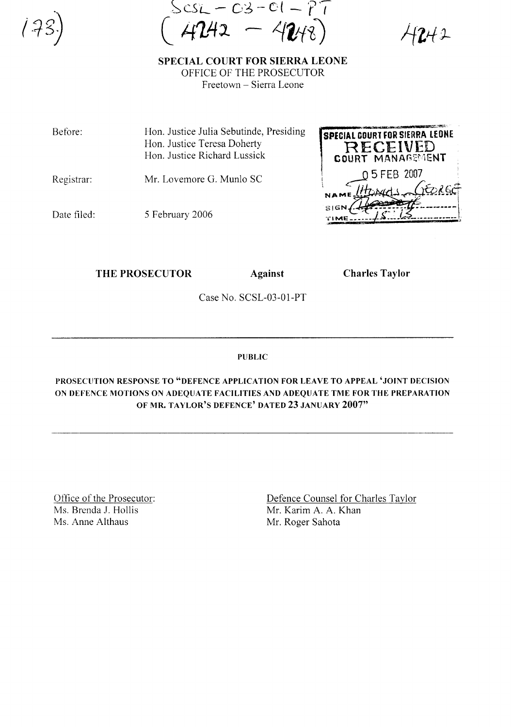(173)

SCSL – 03 – 01 – PT
(4242 – 4248)

4242

**SPECIAL COURT FOR SIERRA LEONE**
OFFICE OF THE PROSECUTOR
Freetown – Sierra Leone

| | |
|---|---|
| Before: | Hon. Justice Julia Sebutinde, Presiding<br>Hon. Justice Teresa Doherty<br>Hon. Justice Richard Lussick |
| Registrar: | Mr. Lovemore G. Munlo SC |
| Date filed: | 5 February 2006 |

SPECIAL COURT FOR SIERRA LEONE
RECEIVED
COURT MANAGEMENT
05 FEB 2007
NAME Thomas George
SIGN
TIME 15:13

**THE PROSECUTOR** **Against** **Charles Taylor**

Case No. SCSL-03-01-PT

---

**PUBLIC**

**PROSECUTION RESPONSE TO "DEFENCE APPLICATION FOR LEAVE TO APPEAL 'JOINT DECISION ON DEFENCE MOTIONS ON ADEQUATE FACILITIES AND ADEQUATE TME FOR THE PREPARATION OF MR. TAYLOR'S DEFENCE' DATED 23 JANUARY 2007"**

---

Office of the Prosecutor:
Ms. Brenda J. Hollis
Ms. Anne Althaus

Defence Counsel for Charles Taylor
Mr. Karim A. A. Khan
Mr. Roger Sahota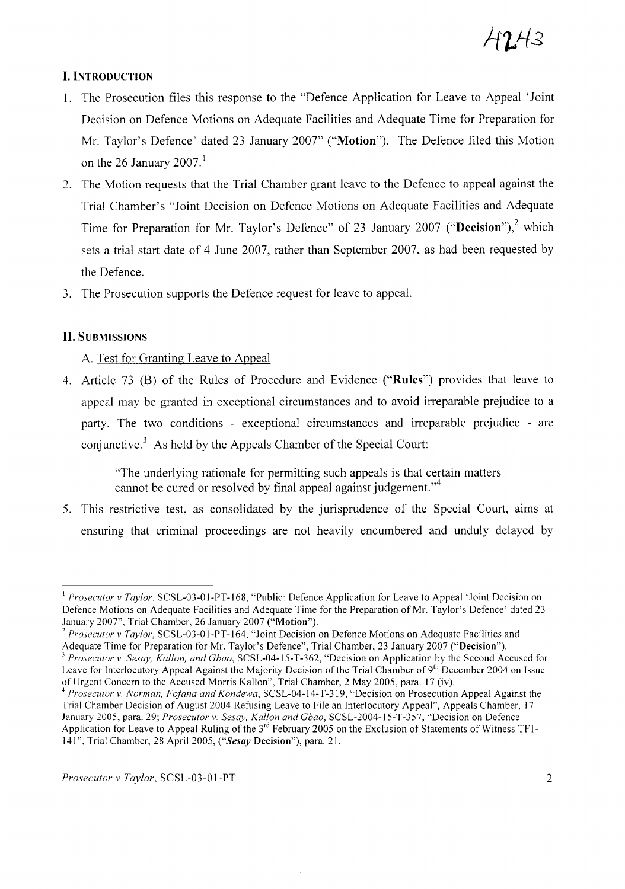## I. Introduction

1. The Prosecution files this response to the "Defence Application for Leave to Appeal 'Joint Decision on Defence Motions on Adequate Facilities and Adequate Time for Preparation for Mr. Taylor's Defence' dated 23 January 2007" ("**Motion**"). The Defence filed this Motion on the 26 January 2007.[1]

2. The Motion requests that the Trial Chamber grant leave to the Defence to appeal against the Trial Chamber's "Joint Decision on Defence Motions on Adequate Facilities and Adequate Time for Preparation for Mr. Taylor's Defence" of 23 January 2007 ("**Decision**"),[2] which sets a trial start date of 4 June 2007, rather than September 2007, as had been requested by the Defence.

3. The Prosecution supports the Defence request for leave to appeal.

## II. Submissions

A. Test for Granting Leave to Appeal

4. Article 73 (B) of the Rules of Procedure and Evidence ("**Rules**") provides that leave to appeal may be granted in exceptional circumstances and to avoid irreparable prejudice to a party. The two conditions - exceptional circumstances and irreparable prejudice - are conjunctive.[3] As held by the Appeals Chamber of the Special Court:

> "The underlying rationale for permitting such appeals is that certain matters cannot be cured or resolved by final appeal against judgement."[4]

5. This restrictive test, as consolidated by the jurisprudence of the Special Court, aims at ensuring that criminal proceedings are not heavily encumbered and unduly delayed by

---

[1] *Prosecutor v Taylor*, SCSL-03-01-PT-168, "Public: Defence Application for Leave to Appeal 'Joint Decision on Defence Motions on Adequate Facilities and Adequate Time for the Preparation of Mr. Taylor's Defence' dated 23 January 2007", Trial Chamber, 26 January 2007 ("**Motion**").

[2] *Prosecutor v Taylor*, SCSL-03-01-PT-164, "Joint Decision on Defence Motions on Adequate Facilities and Adequate Time for Preparation for Mr. Taylor's Defence", Trial Chamber, 23 January 2007 ("**Decision**").

[3] *Prosecutor v. Sesay, Kallon, and Gbao*, SCSL-04-15-T-362, "Decision on Application by the Second Accused for Leave for Interlocutory Appeal Against the Majority Decision of the Trial Chamber of 9th December 2004 on Issue of Urgent Concern to the Accused Morris Kallon", Trial Chamber, 2 May 2005, para. 17 (iv).

[4] *Prosecutor v. Norman, Fofana and Kondewa*, SCSL-04-14-T-319, "Decision on Prosecution Appeal Against the Trial Chamber Decision of August 2004 Refusing Leave to File an Interlocutory Appeal", Appeals Chamber, 17 January 2005, para. 29; *Prosecutor v. Sesay, Kallon and Gbao*, SCSL-2004-15-T-357, "Decision on Defence Application for Leave to Appeal Ruling of the 3rd February 2005 on the Exclusion of Statements of Witness TF1-141", Trial Chamber, 28 April 2005, ("***Sesay* Decision**"), para. 21.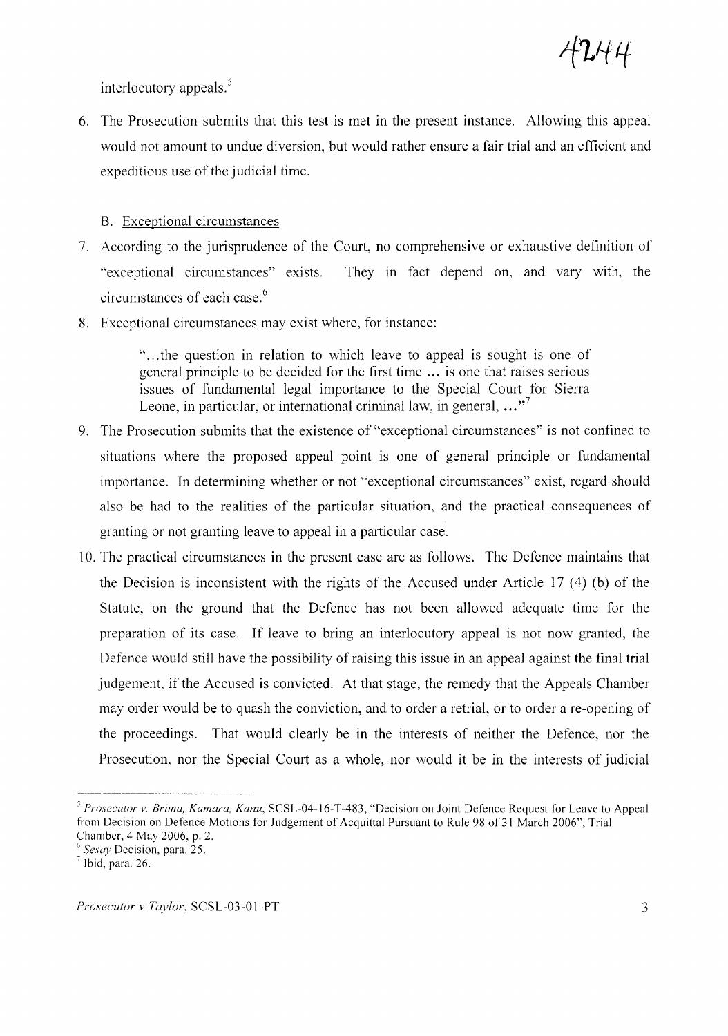interlocutory appeals.[5]

6. The Prosecution submits that this test is met in the present instance. Allowing this appeal would not amount to undue diversion, but would rather ensure a fair trial and an efficient and expeditious use of the judicial time.

B. Exceptional circumstances

7. According to the jurisprudence of the Court, no comprehensive or exhaustive definition of "exceptional circumstances" exists. They in fact depend on, and vary with, the circumstances of each case.[6]

8. Exceptional circumstances may exist where, for instance:

> "...the question in relation to which leave to appeal is sought is one of general principle to be decided for the first time ... is one that raises serious issues of fundamental legal importance to the Special Court for Sierra Leone, in particular, or international criminal law, in general, ..."[7]

9. The Prosecution submits that the existence of "exceptional circumstances" is not confined to situations where the proposed appeal point is one of general principle or fundamental importance. In determining whether or not "exceptional circumstances" exist, regard should also be had to the realities of the particular situation, and the practical consequences of granting or not granting leave to appeal in a particular case.

10. The practical circumstances in the present case are as follows. The Defence maintains that the Decision is inconsistent with the rights of the Accused under Article 17 (4) (b) of the Statute, on the ground that the Defence has not been allowed adequate time for the preparation of its case. If leave to bring an interlocutory appeal is not now granted, the Defence would still have the possibility of raising this issue in an appeal against the final trial judgement, if the Accused is convicted. At that stage, the remedy that the Appeals Chamber may order would be to quash the conviction, and to order a retrial, or to order a re-opening of the proceedings. That would clearly be in the interests of neither the Defence, nor the Prosecution, nor the Special Court as a whole, nor would it be in the interests of judicial

---

[5] *Prosecutor v. Brima, Kamara, Kanu*, SCSL-04-16-T-483, "Decision on Joint Defence Request for Leave to Appeal from Decision on Defence Motions for Judgement of Acquittal Pursuant to Rule 98 of 31 March 2006", Trial Chamber, 4 May 2006, p. 2.

[6] *Sesay* Decision, para. 25.

[7] Ibid, para. 26.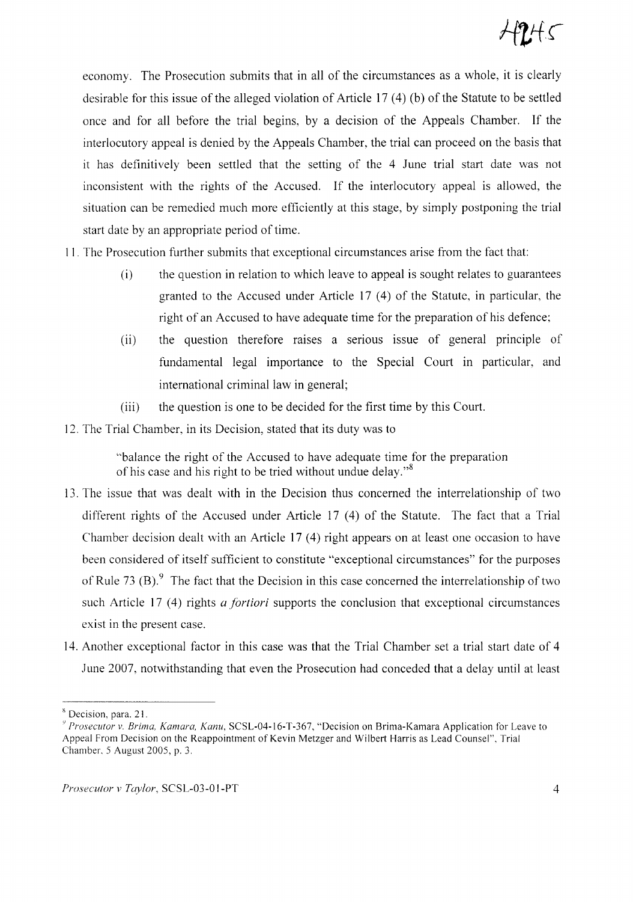economy. The Prosecution submits that in all of the circumstances as a whole, it is clearly desirable for this issue of the alleged violation of Article 17 (4) (b) of the Statute to be settled once and for all before the trial begins, by a decision of the Appeals Chamber. If the interlocutory appeal is denied by the Appeals Chamber, the trial can proceed on the basis that it has definitively been settled that the setting of the 4 June trial start date was not inconsistent with the rights of the Accused. If the interlocutory appeal is allowed, the situation can be remedied much more efficiently at this stage, by simply postponing the trial start date by an appropriate period of time.

11. The Prosecution further submits that exceptional circumstances arise from the fact that:

    (i) the question in relation to which leave to appeal is sought relates to guarantees granted to the Accused under Article 17 (4) of the Statute, in particular, the right of an Accused to have adequate time for the preparation of his defence;

    (ii) the question therefore raises a serious issue of general principle of fundamental legal importance to the Special Court in particular, and international criminal law in general;

    (iii) the question is one to be decided for the first time by this Court.

12. The Trial Chamber, in its Decision, stated that its duty was to

    > "balance the right of the Accused to have adequate time for the preparation of his case and his right to be tried without undue delay."[8]

13. The issue that was dealt with in the Decision thus concerned the interrelationship of two different rights of the Accused under Article 17 (4) of the Statute. The fact that a Trial Chamber decision dealt with an Article 17 (4) right appears on at least one occasion to have been considered of itself sufficient to constitute "exceptional circumstances" for the purposes of Rule 73 (B).[9] The fact that the Decision in this case concerned the interrelationship of two such Article 17 (4) rights *a fortiori* supports the conclusion that exceptional circumstances exist in the present case.

14. Another exceptional factor in this case was that the Trial Chamber set a trial start date of 4 June 2007, notwithstanding that even the Prosecution had conceded that a delay until at least

---

[8] Decision, para. 21.

[9] *Prosecutor v. Brima, Kamara, Kanu*, SCSL-04-16-T-367, "Decision on Brima-Kamara Application for Leave to Appeal From Decision on the Reappointment of Kevin Metzger and Wilbert Harris as Lead Counsel", Trial Chamber, 5 August 2005, p. 3.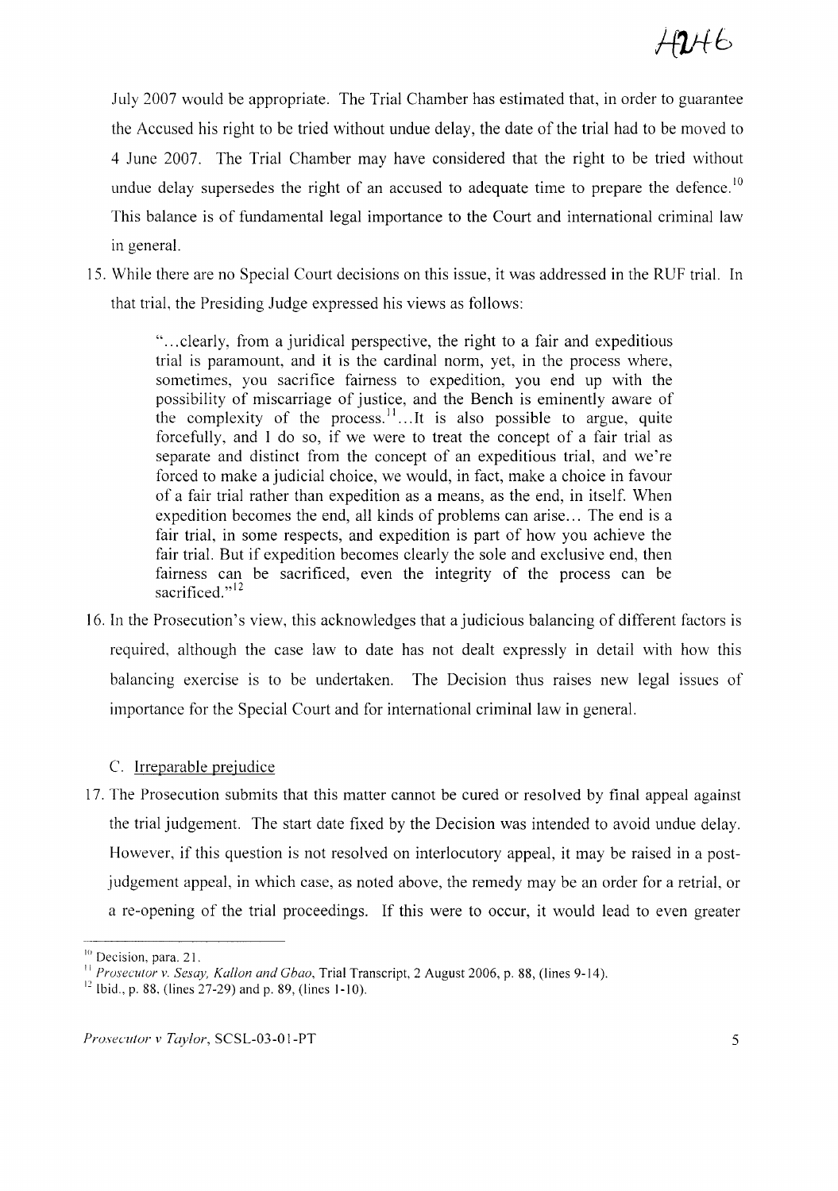July 2007 would be appropriate. The Trial Chamber has estimated that, in order to guarantee the Accused his right to be tried without undue delay, the date of the trial had to be moved to 4 June 2007. The Trial Chamber may have considered that the right to be tried without undue delay supersedes the right of an accused to adequate time to prepare the defence.[10] This balance is of fundamental legal importance to the Court and international criminal law in general.

15. While there are no Special Court decisions on this issue, it was addressed in the RUF trial. In that trial, the Presiding Judge expressed his views as follows:

> "...clearly, from a juridical perspective, the right to a fair and expeditious trial is paramount, and it is the cardinal norm, yet, in the process where, sometimes, you sacrifice fairness to expedition, you end up with the possibility of miscarriage of justice, and the Bench is eminently aware of the complexity of the process.[11]...It is also possible to argue, quite forcefully, and I do so, if we were to treat the concept of a fair trial as separate and distinct from the concept of an expeditious trial, and we're forced to make a judicial choice, we would, in fact, make a choice in favour of a fair trial rather than expedition as a means, as the end, in itself. When expedition becomes the end, all kinds of problems can arise... The end is a fair trial, in some respects, and expedition is part of how you achieve the fair trial. But if expedition becomes clearly the sole and exclusive end, then fairness can be sacrificed, even the integrity of the process can be sacrificed."[12]

16. In the Prosecution's view, this acknowledges that a judicious balancing of different factors is required, although the case law to date has not dealt expressly in detail with how this balancing exercise is to be undertaken. The Decision thus raises new legal issues of importance for the Special Court and for international criminal law in general.

C. Irreparable prejudice

17. The Prosecution submits that this matter cannot be cured or resolved by final appeal against the trial judgement. The start date fixed by the Decision was intended to avoid undue delay. However, if this question is not resolved on interlocutory appeal, it may be raised in a post-judgement appeal, in which case, as noted above, the remedy may be an order for a retrial, or a re-opening of the trial proceedings. If this were to occur, it would lead to even greater

---

[10] Decision, para. 21.

[11] *Prosecutor v. Sesay, Kallon and Gbao*, Trial Transcript, 2 August 2006, p. 88, (lines 9-14).

[12] Ibid., p. 88, (lines 27-29) and p. 89, (lines 1-10).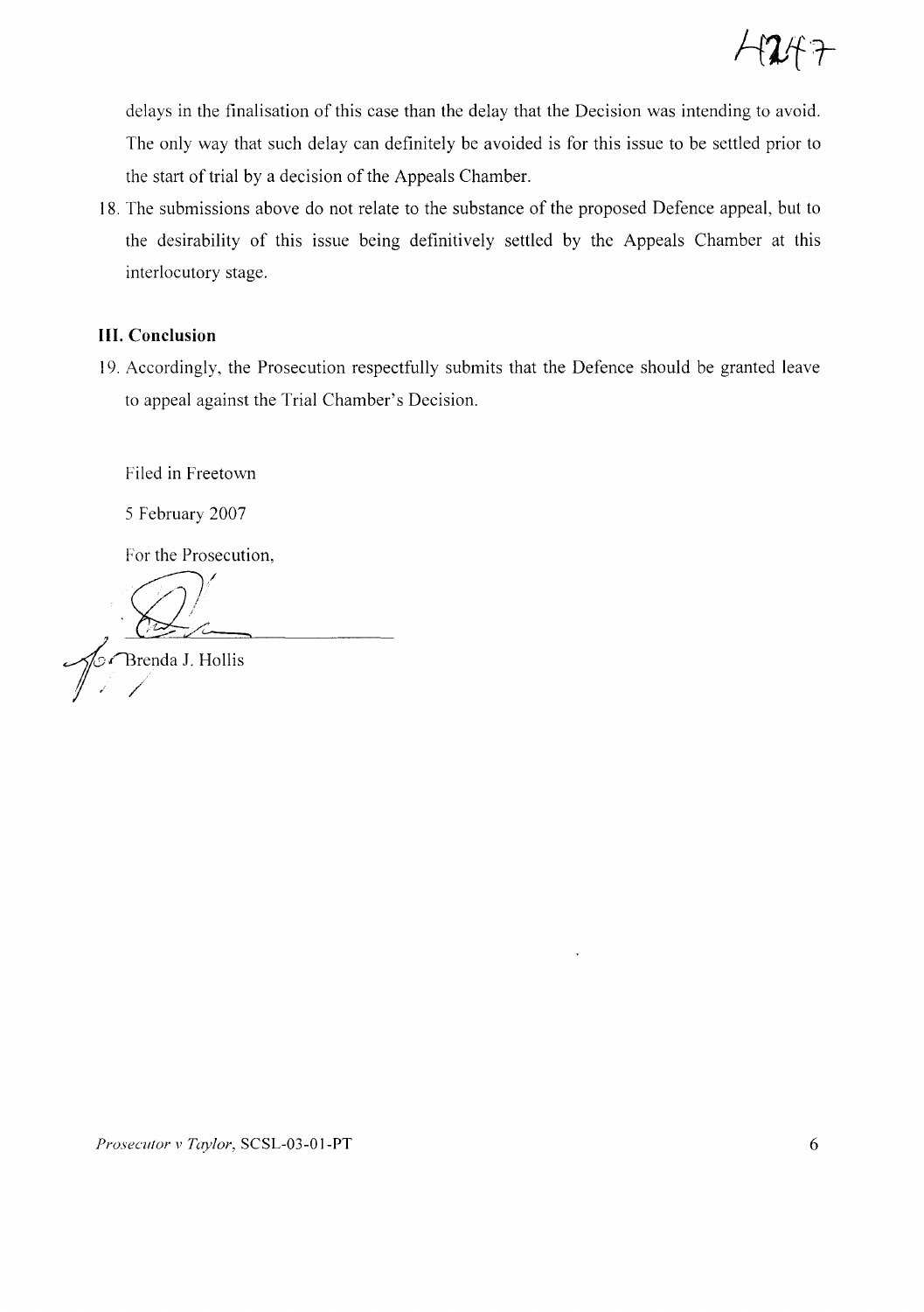delays in the finalisation of this case than the delay that the Decision was intending to avoid. The only way that such delay can definitely be avoided is for this issue to be settled prior to the start of trial by a decision of the Appeals Chamber.

18. The submissions above do not relate to the substance of the proposed Defence appeal, but to the desirability of this issue being definitively settled by the Appeals Chamber at this interlocutory stage.

### III. Conclusion

19. Accordingly, the Prosecution respectfully submits that the Defence should be granted leave to appeal against the Trial Chamber's Decision.

Filed in Freetown

5 February 2007

For the Prosecution,

for Brenda J. Hollis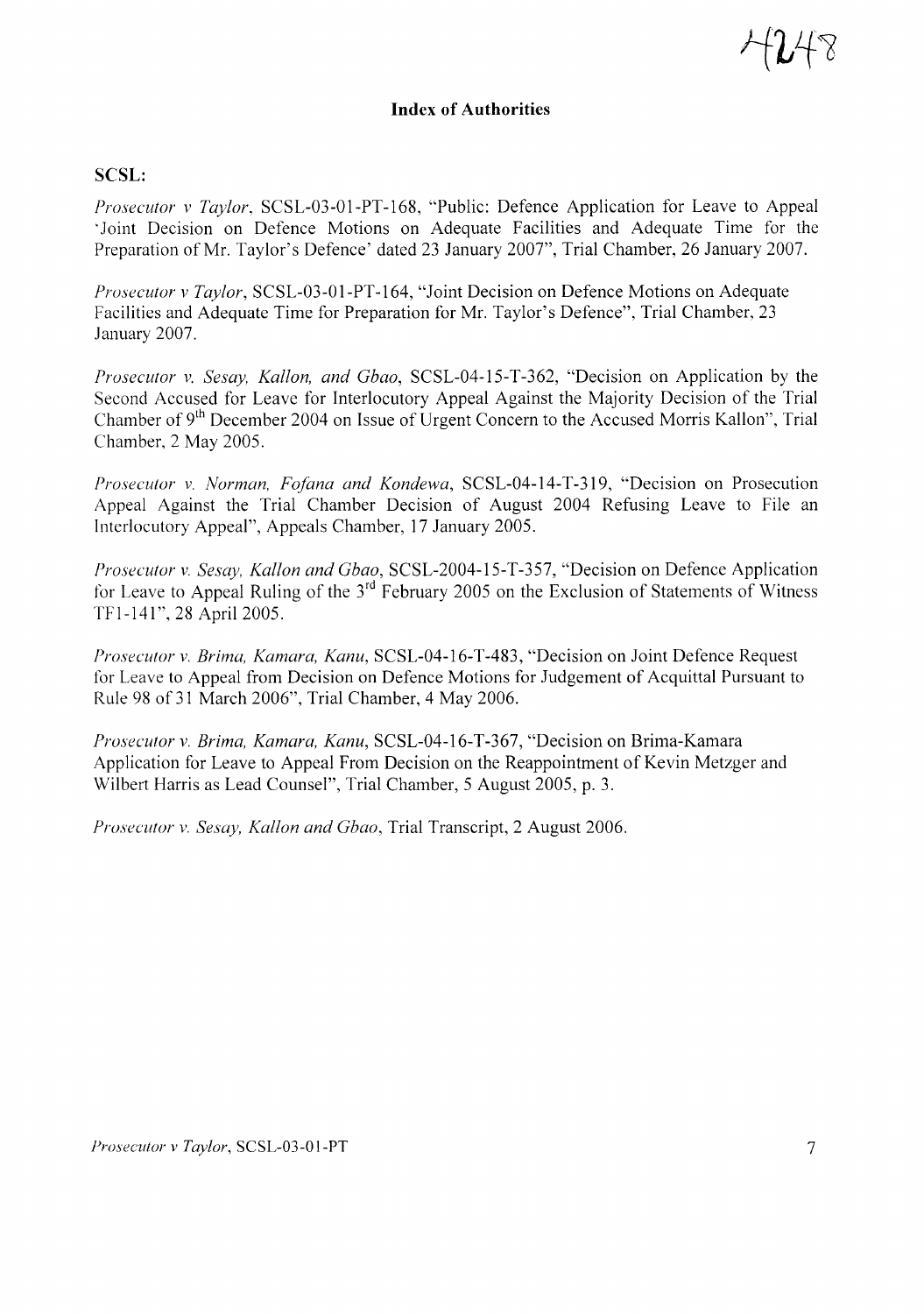## Index of Authorities

### SCSL:

*Prosecutor v Taylor*, SCSL-03-01-PT-168, "Public: Defence Application for Leave to Appeal 'Joint Decision on Defence Motions on Adequate Facilities and Adequate Time for the Preparation of Mr. Taylor's Defence' dated 23 January 2007", Trial Chamber, 26 January 2007.

*Prosecutor v Taylor*, SCSL-03-01-PT-164, "Joint Decision on Defence Motions on Adequate Facilities and Adequate Time for Preparation for Mr. Taylor's Defence", Trial Chamber, 23 January 2007.

*Prosecutor v. Sesay, Kallon, and Gbao*, SCSL-04-15-T-362, "Decision on Application by the Second Accused for Leave for Interlocutory Appeal Against the Majority Decision of the Trial Chamber of 9th December 2004 on Issue of Urgent Concern to the Accused Morris Kallon", Trial Chamber, 2 May 2005.

*Prosecutor v. Norman, Fofana and Kondewa*, SCSL-04-14-T-319, "Decision on Prosecution Appeal Against the Trial Chamber Decision of August 2004 Refusing Leave to File an Interlocutory Appeal", Appeals Chamber, 17 January 2005.

*Prosecutor v. Sesay, Kallon and Gbao*, SCSL-2004-15-T-357, "Decision on Defence Application for Leave to Appeal Ruling of the 3rd February 2005 on the Exclusion of Statements of Witness TF1-141", 28 April 2005.

*Prosecutor v. Brima, Kamara, Kanu*, SCSL-04-16-T-483, "Decision on Joint Defence Request for Leave to Appeal from Decision on Defence Motions for Judgement of Acquittal Pursuant to Rule 98 of 31 March 2006", Trial Chamber, 4 May 2006.

*Prosecutor v. Brima, Kamara, Kanu*, SCSL-04-16-T-367, "Decision on Brima-Kamara Application for Leave to Appeal From Decision on the Reappointment of Kevin Metzger and Wilbert Harris as Lead Counsel", Trial Chamber, 5 August 2005, p. 3.

*Prosecutor v. Sesay, Kallon and Gbao*, Trial Transcript, 2 August 2006.